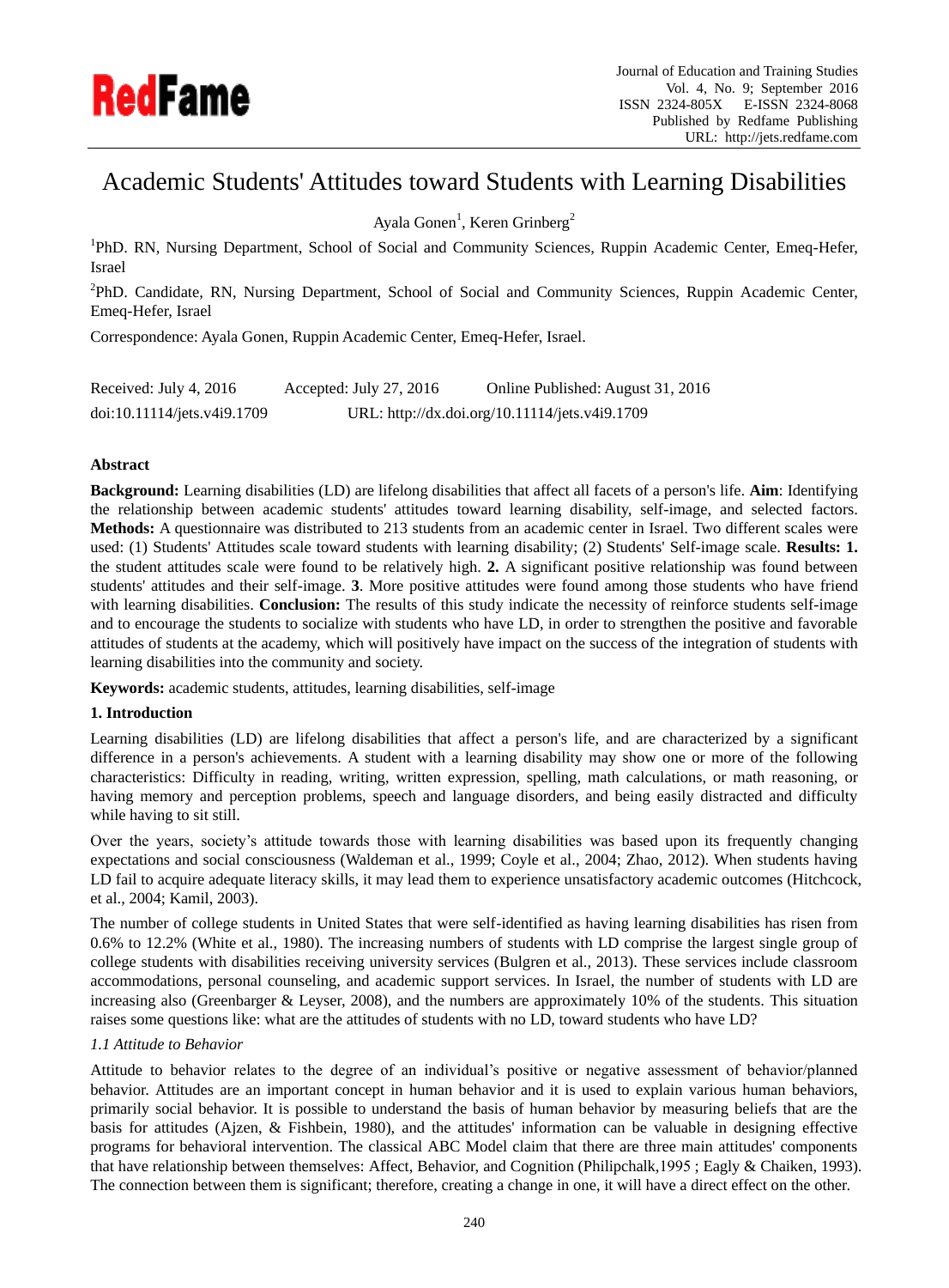# Academic Students' Attitudes toward Students with Learning Disabilities

Ayala Gonen[1], Keren Grinberg[2]

[1]PhD. RN, Nursing Department, School of Social and Community Sciences, Ruppin Academic Center, Emeq-Hefer, Israel

[2]PhD. Candidate, RN, Nursing Department, School of Social and Community Sciences, Ruppin Academic Center, Emeq-Hefer, Israel

Correspondence: Ayala Gonen, Ruppin Academic Center, Emeq-Hefer, Israel.

Received: July 4, 2016 Accepted: July 27, 2016 Online Published: August 31, 2016

doi:10.11114/jets.v4i9.1709 URL: http://dx.doi.org/10.11114/jets.v4i9.1709

**Abstract**

**Background:** Learning disabilities (LD) are lifelong disabilities that affect all facets of a person's life. **Aim**: Identifying the relationship between academic students' attitudes toward learning disability, self-image, and selected factors. **Methods:** A questionnaire was distributed to 213 students from an academic center in Israel. Two different scales were used: (1) Students' Attitudes scale toward students with learning disability; (2) Students' Self-image scale. **Results: 1.** the student attitudes scale were found to be relatively high. **2.** A significant positive relationship was found between students' attitudes and their self-image. **3**. More positive attitudes were found among those students who have friend with learning disabilities. **Conclusion:** The results of this study indicate the necessity of reinforce students self-image and to encourage the students to socialize with students who have LD, in order to strengthen the positive and favorable attitudes of students at the academy, which will positively have impact on the success of the integration of students with learning disabilities into the community and society.

**Keywords:** academic students, attitudes, learning disabilities, self-image

## 1. Introduction

Learning disabilities (LD) are lifelong disabilities that affect a person's life, and are characterized by a significant difference in a person's achievements. A student with a learning disability may show one or more of the following characteristics: Difficulty in reading, writing, written expression, spelling, math calculations, or math reasoning, or having memory and perception problems, speech and language disorders, and being easily distracted and difficulty while having to sit still.

Over the years, society's attitude towards those with learning disabilities was based upon its frequently changing expectations and social consciousness (Waldeman et al., 1999; Coyle et al., 2004; Zhao, 2012). When students having LD fail to acquire adequate literacy skills, it may lead them to experience unsatisfactory academic outcomes (Hitchcock, et al., 2004; Kamil, 2003).

The number of college students in United States that were self-identified as having learning disabilities has risen from 0.6% to 12.2% (White et al., 1980). The increasing numbers of students with LD comprise the largest single group of college students with disabilities receiving university services (Bulgren et al., 2013). These services include classroom accommodations, personal counseling, and academic support services. In Israel, the number of students with LD are increasing also (Greenbarger & Leyser, 2008), and the numbers are approximately 10% of the students. This situation raises some questions like: what are the attitudes of students with no LD, toward students who have LD?

### *1.1 Attitude to Behavior*

Attitude to behavior relates to the degree of an individual's positive or negative assessment of behavior/planned behavior. Attitudes are an important concept in human behavior and it is used to explain various human behaviors, primarily social behavior. It is possible to understand the basis of human behavior by measuring beliefs that are the basis for attitudes (Ajzen, & Fishbein, 1980), and the attitudes' information can be valuable in designing effective programs for behavioral intervention. The classical ABC Model claim that there are three main attitudes' components that have relationship between themselves: Affect, Behavior, and Cognition (Philipchalk,1995 ; Eagly & Chaiken, 1993). The connection between them is significant; therefore, creating a change in one, it will have a direct effect on the other.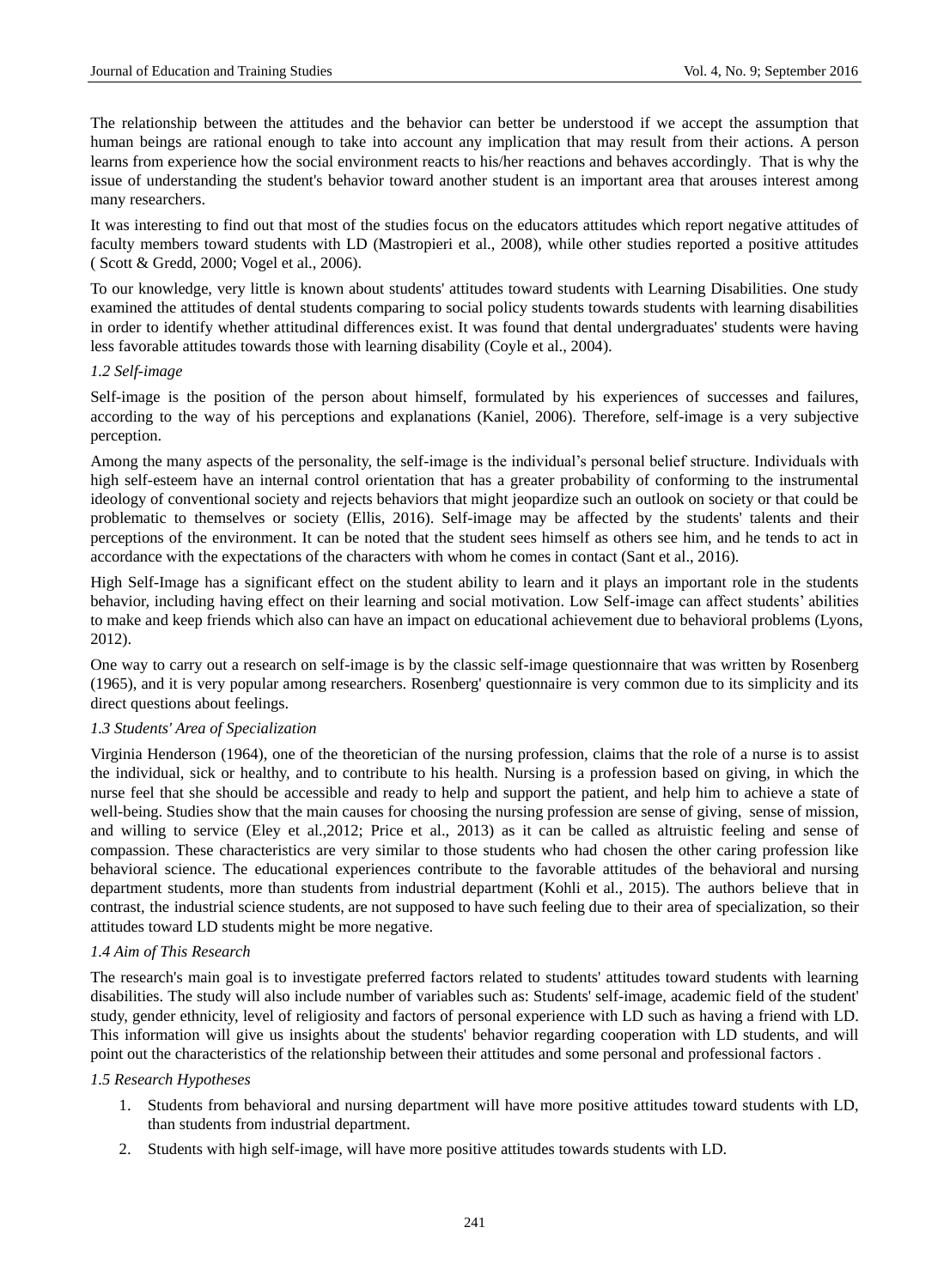The relationship between the attitudes and the behavior can better be understood if we accept the assumption that human beings are rational enough to take into account any implication that may result from their actions. A person learns from experience how the social environment reacts to his/her reactions and behaves accordingly. That is why the issue of understanding the student's behavior toward another student is an important area that arouses interest among many researchers.

It was interesting to find out that most of the studies focus on the educators attitudes which report negative attitudes of faculty members toward students with LD (Mastropieri et al., 2008), while other studies reported a positive attitudes ( Scott & Gredd, 2000; Vogel et al., 2006).

To our knowledge, very little is known about students' attitudes toward students with Learning Disabilities. One study examined the attitudes of dental students comparing to social policy students towards students with learning disabilities in order to identify whether attitudinal differences exist. It was found that dental undergraduates' students were having less favorable attitudes towards those with learning disability (Coyle et al., 2004).

### *1.2 Self-image*

Self-image is the position of the person about himself, formulated by his experiences of successes and failures, according to the way of his perceptions and explanations (Kaniel, 2006). Therefore, self-image is a very subjective perception.

Among the many aspects of the personality, the self-image is the individual's personal belief structure. Individuals with high self-esteem have an internal control orientation that has a greater probability of conforming to the instrumental ideology of conventional society and rejects behaviors that might jeopardize such an outlook on society or that could be problematic to themselves or society (Ellis, 2016). Self-image may be affected by the students' talents and their perceptions of the environment. It can be noted that the student sees himself as others see him, and he tends to act in accordance with the expectations of the characters with whom he comes in contact (Sant et al., 2016).

High Self-Image has a significant effect on the student ability to learn and it plays an important role in the students behavior, including having effect on their learning and social motivation. Low Self-image can affect students' abilities to make and keep friends which also can have an impact on educational achievement due to behavioral problems (Lyons, 2012).

One way to carry out a research on self-image is by the classic self-image questionnaire that was written by Rosenberg (1965), and it is very popular among researchers. Rosenberg' questionnaire is very common due to its simplicity and its direct questions about feelings.

### *1.3 Students' Area of Specialization*

Virginia Henderson (1964), one of the theoretician of the nursing profession, claims that the role of a nurse is to assist the individual, sick or healthy, and to contribute to his health. Nursing is a profession based on giving, in which the nurse feel that she should be accessible and ready to help and support the patient, and help him to achieve a state of well-being. Studies show that the main causes for choosing the nursing profession are sense of giving, sense of mission, and willing to service (Eley et al.,2012; Price et al., 2013) as it can be called as altruistic feeling and sense of compassion. These characteristics are very similar to those students who had chosen the other caring profession like behavioral science. The educational experiences contribute to the favorable attitudes of the behavioral and nursing department students, more than students from industrial department (Kohli et al., 2015). The authors believe that in contrast, the industrial science students, are not supposed to have such feeling due to their area of specialization, so their attitudes toward LD students might be more negative.

### *1.4 Aim of This Research*

The research's main goal is to investigate preferred factors related to students' attitudes toward students with learning disabilities. The study will also include number of variables such as: Students' self-image, academic field of the student' study, gender ethnicity, level of religiosity and factors of personal experience with LD such as having a friend with LD. This information will give us insights about the students' behavior regarding cooperation with LD students, and will point out the characteristics of the relationship between their attitudes and some personal and professional factors .

### *1.5 Research Hypotheses*

1. Students from behavioral and nursing department will have more positive attitudes toward students with LD, than students from industrial department.
2. Students with high self-image, will have more positive attitudes towards students with LD.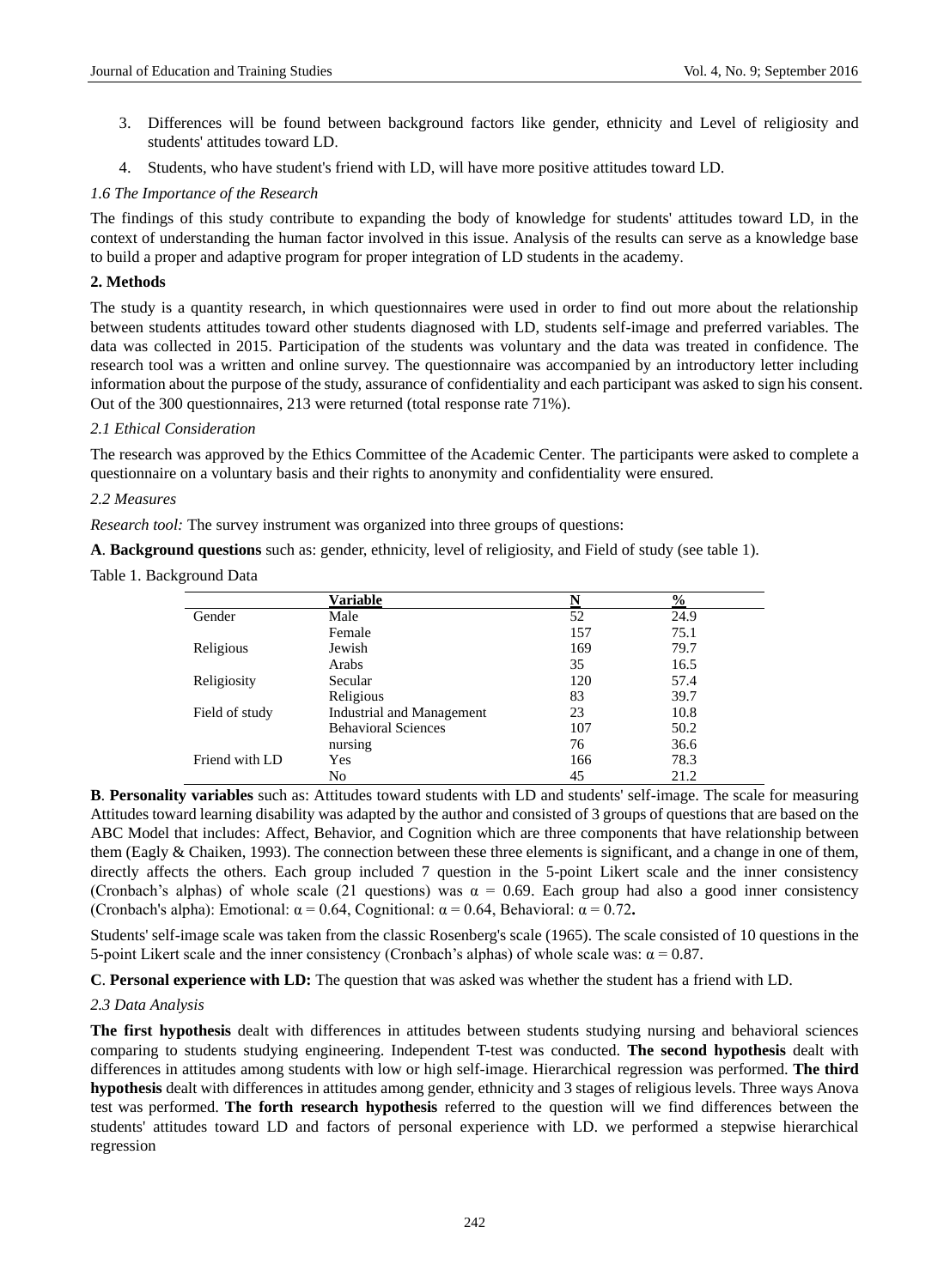3. Differences will be found between background factors like gender, ethnicity and Level of religiosity and students' attitudes toward LD.
4. Students, who have student's friend with LD, will have more positive attitudes toward LD.

### *1.6 The Importance of the Research*

The findings of this study contribute to expanding the body of knowledge for students' attitudes toward LD, in the context of understanding the human factor involved in this issue. Analysis of the results can serve as a knowledge base to build a proper and adaptive program for proper integration of LD students in the academy.

## 2. Methods

The study is a quantity research, in which questionnaires were used in order to find out more about the relationship between students attitudes toward other students diagnosed with LD, students self-image and preferred variables. The data was collected in 2015. Participation of the students was voluntary and the data was treated in confidence. The research tool was a written and online survey. The questionnaire was accompanied by an introductory letter including information about the purpose of the study, assurance of confidentiality and each participant was asked to sign his consent. Out of the 300 questionnaires, 213 were returned (total response rate 71%).

### *2.1 Ethical Consideration*

The research was approved by the Ethics Committee of the Academic Center. The participants were asked to complete a questionnaire on a voluntary basis and their rights to anonymity and confidentiality were ensured.

### *2.2 Measures*

*Research tool:* The survey instrument was organized into three groups of questions:

**A**. **Background questions** such as: gender, ethnicity, level of religiosity, and Field of study (see table 1).

Table 1. Background Data

| | Variable | N | % |
|---|---|---|---|
| Gender | Male | 52 | 24.9 |
| | Female | 157 | 75.1 |
| Religious | Jewish | 169 | 79.7 |
| | Arabs | 35 | 16.5 |
| Religiosity | Secular | 120 | 57.4 |
| | Religious | 83 | 39.7 |
| Field of study | Industrial and Management | 23 | 10.8 |
| | Behavioral Sciences | 107 | 50.2 |
| | nursing | 76 | 36.6 |
| Friend with LD | Yes | 166 | 78.3 |
| | No | 45 | 21.2 |

**B**. **Personality variables** such as: Attitudes toward students with LD and students' self-image. The scale for measuring Attitudes toward learning disability was adapted by the author and consisted of 3 groups of questions that are based on the ABC Model that includes: Affect, Behavior, and Cognition which are three components that have relationship between them (Eagly & Chaiken, 1993). The connection between these three elements is significant, and a change in one of them, directly affects the others. Each group included 7 question in the 5-point Likert scale and the inner consistency (Cronbach's alphas) of whole scale (21 questions) was $\alpha = 0.69$. Each group had also a good inner consistency (Cronbach's alpha): Emotional: $\alpha = 0.64$, Cognitional: $\alpha = 0.64$, Behavioral: $\alpha = 0.72$**.**

Students' self-image scale was taken from the classic Rosenberg's scale (1965). The scale consisted of 10 questions in the 5-point Likert scale and the inner consistency (Cronbach's alphas) of whole scale was: $\alpha = 0.87$.

**C**. **Personal experience with LD:** The question that was asked was whether the student has a friend with LD.

### *2.3 Data Analysis*

**The first hypothesis** dealt with differences in attitudes between students studying nursing and behavioral sciences comparing to students studying engineering. Independent T-test was conducted. **The second hypothesis** dealt with differences in attitudes among students with low or high self-image. Hierarchical regression was performed. **The third hypothesis** dealt with differences in attitudes among gender, ethnicity and 3 stages of religious levels. Three ways Anova test was performed. **The forth research hypothesis** referred to the question will we find differences between the students' attitudes toward LD and factors of personal experience with LD. we performed a stepwise hierarchical regression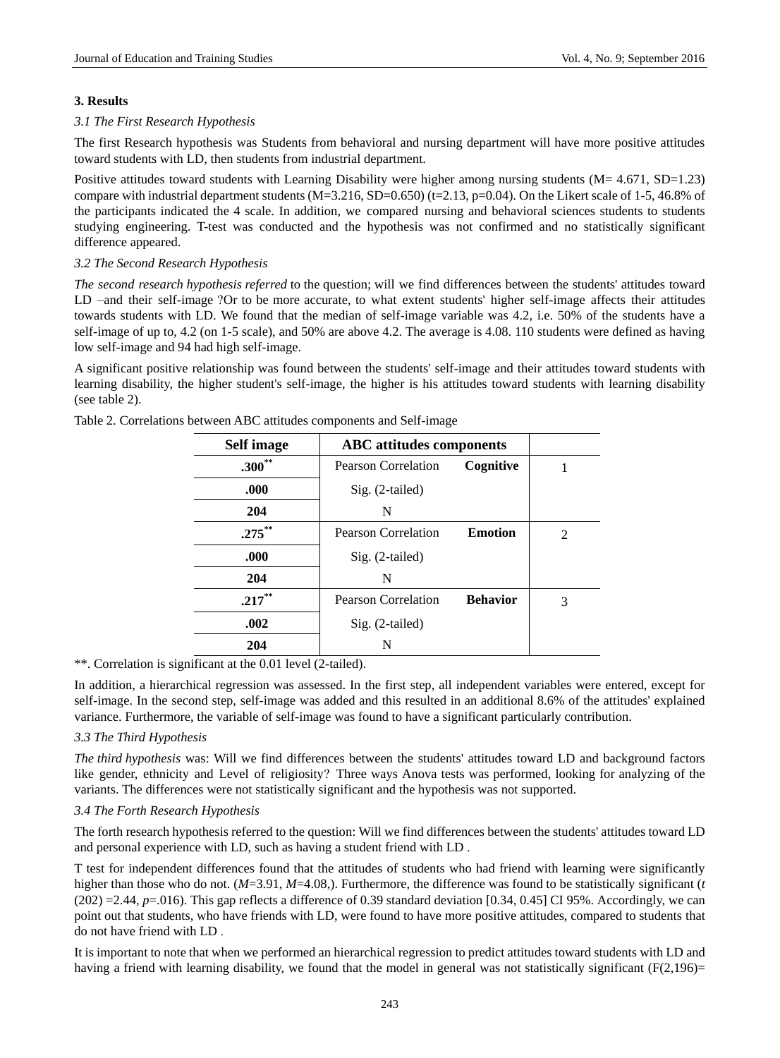## 3. Results

### *3.1 The First Research Hypothesis*

The first Research hypothesis was Students from behavioral and nursing department will have more positive attitudes toward students with LD, then students from industrial department.

Positive attitudes toward students with Learning Disability were higher among nursing students (M= 4.671, SD=1.23) compare with industrial department students (M=3.216, SD=0.650) (t=2.13, p=0.04). On the Likert scale of 1-5, 46.8% of the participants indicated the 4 scale. In addition, we compared nursing and behavioral sciences students to students studying engineering. T-test was conducted and the hypothesis was not confirmed and no statistically significant difference appeared.

### *3.2 The Second Research Hypothesis*

*The second research hypothesis referred* to the question; will we find differences between the students' attitudes toward LD –and their self-image ?Or to be more accurate, to what extent students' higher self-image affects their attitudes towards students with LD. We found that the median of self-image variable was 4.2, i.e. 50% of the students have a self-image of up to, 4.2 (on 1-5 scale), and 50% are above 4.2. The average is 4.08. 110 students were defined as having low self-image and 94 had high self-image.

A significant positive relationship was found between the students' self-image and their attitudes toward students with learning disability, the higher student's self-image, the higher is his attitudes toward students with learning disability (see table 2).

Table 2. Correlations between ABC attitudes components and Self-image

| Self image | ABC attitudes components | | |
|---|---|---|---|
| **.300**** | Pearson Correlation | **Cognitive** | 1 |
| **.000** | Sig. (2-tailed) | | |
| **204** | N | | |
| **.275**** | Pearson Correlation | **Emotion** | 2 |
| **.000** | Sig. (2-tailed) | | |
| **204** | N | | |
| **.217**** | Pearson Correlation | **Behavior** | 3 |
| **.002** | Sig. (2-tailed) | | |
| **204** | N | | |

**. Correlation is significant at the 0.01 level (2-tailed).

In addition, a hierarchical regression was assessed. In the first step, all independent variables were entered, except for self-image. In the second step, self-image was added and this resulted in an additional 8.6% of the attitudes' explained variance. Furthermore, the variable of self-image was found to have a significant particularly contribution.

### *3.3 The Third Hypothesis*

*The third hypothesis* was: Will we find differences between the students' attitudes toward LD and background factors like gender, ethnicity and Level of religiosity? Three ways Anova tests was performed, looking for analyzing of the variants. The differences were not statistically significant and the hypothesis was not supported.

### *3.4 The Forth Research Hypothesis*

The forth research hypothesis referred to the question: Will we find differences between the students' attitudes toward LD and personal experience with LD, such as having a student friend with LD .

T test for independent differences found that the attitudes of students who had friend with learning were significantly higher than those who do not. (*M*=3.91, *M*=4.08,). Furthermore, the difference was found to be statistically significant ($t$ (202) =2.44, $p$=.016). This gap reflects a difference of 0.39 standard deviation [0.34, 0.45] CI 95%. Accordingly, we can point out that students, who have friends with LD, were found to have more positive attitudes, compared to students that do not have friend with LD .

It is important to note that when we performed an hierarchical regression to predict attitudes toward students with LD and having a friend with learning disability, we found that the model in general was not statistically significant ($F(2,196)$=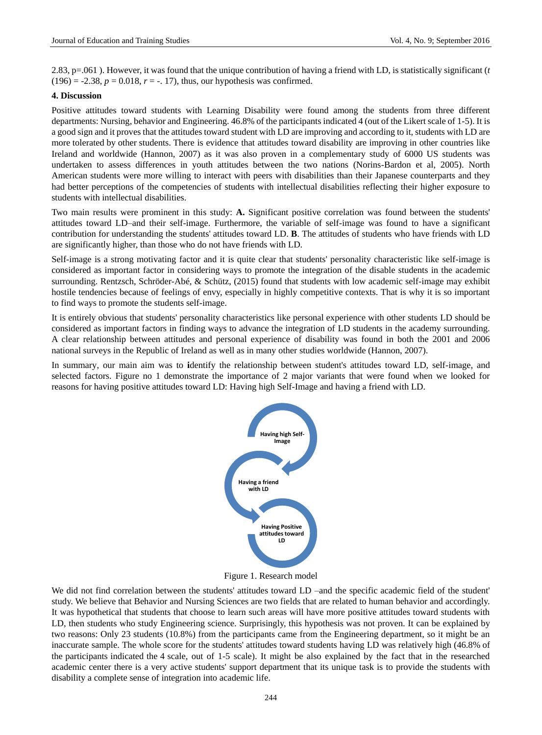2.83, p=.061 ). However, it was found that the unique contribution of having a friend with LD, is statistically significant ($t$ (196) = -2.38, $p$ = 0.018, $r$ = -. 17), thus, our hypothesis was confirmed.

## 4. Discussion

Positive attitudes toward students with Learning Disability were found among the students from three different departments: Nursing, behavior and Engineering. 46.8% of the participants indicated 4 (out of the Likert scale of 1-5). It is a good sign and it proves that the attitudes toward student with LD are improving and according to it, students with LD are more tolerated by other students. There is evidence that attitudes toward disability are improving in other countries like Ireland and worldwide (Hannon, 2007) as it was also proven in a complementary study of 6000 US students was undertaken to assess differences in youth attitudes between the two nations (Norins-Bardon et al, 2005). North American students were more willing to interact with peers with disabilities than their Japanese counterparts and they had better perceptions of the competencies of students with intellectual disabilities reflecting their higher exposure to students with intellectual disabilities.

Two main results were prominent in this study: **A.** Significant positive correlation was found between the students' attitudes toward LD–and their self-image. Furthermore, the variable of self-image was found to have a significant contribution for understanding the students' attitudes toward LD. **B**. The attitudes of students who have friends with LD are significantly higher, than those who do not have friends with LD.

Self-image is a strong motivating factor and it is quite clear that students' personality characteristic like self-image is considered as important factor in considering ways to promote the integration of the disable students in the academic surrounding. Rentzsch, Schröder-Abé, & Schütz, (2015) found that students with low academic self-image may exhibit hostile tendencies because of feelings of envy, especially in highly competitive contexts. That is why it is so important to find ways to promote the students self-image.

It is entirely obvious that students' personality characteristics like personal experience with other students LD should be considered as important factors in finding ways to advance the integration of LD students in the academy surrounding. A clear relationship between attitudes and personal experience of disability was found in both the 2001 and 2006 national surveys in the Republic of Ireland as well as in many other studies worldwide (Hannon, 2007).

In summary, our main aim was to **i**dentify the relationship between student's attitudes toward LD, self-image, and selected factors. Figure no 1 demonstrate the importance of 2 major variants that were found when we looked for reasons for having positive attitudes toward LD: Having high Self-Image and having a friend with LD.

**Having high Self-Image**

**Having a friend with LD**

**Having Positive attitudes toward LD**

Figure 1. Research model

We did not find correlation between the students' attitudes toward LD –and the specific academic field of the student' study. We believe that Behavior and Nursing Sciences are two fields that are related to human behavior and accordingly. It was hypothetical that students that choose to learn such areas will have more positive attitudes toward students with LD, then students who study Engineering science. Surprisingly, this hypothesis was not proven. It can be explained by two reasons: Only 23 students (10.8%) from the participants came from the Engineering department, so it might be an inaccurate sample. The whole score for the students' attitudes toward students having LD was relatively high (46.8% of the participants indicated the 4 scale, out of 1-5 scale). It might be also explained by the fact that in the researched academic center there is a very active students' support department that its unique task is to provide the students with disability a complete sense of integration into academic life.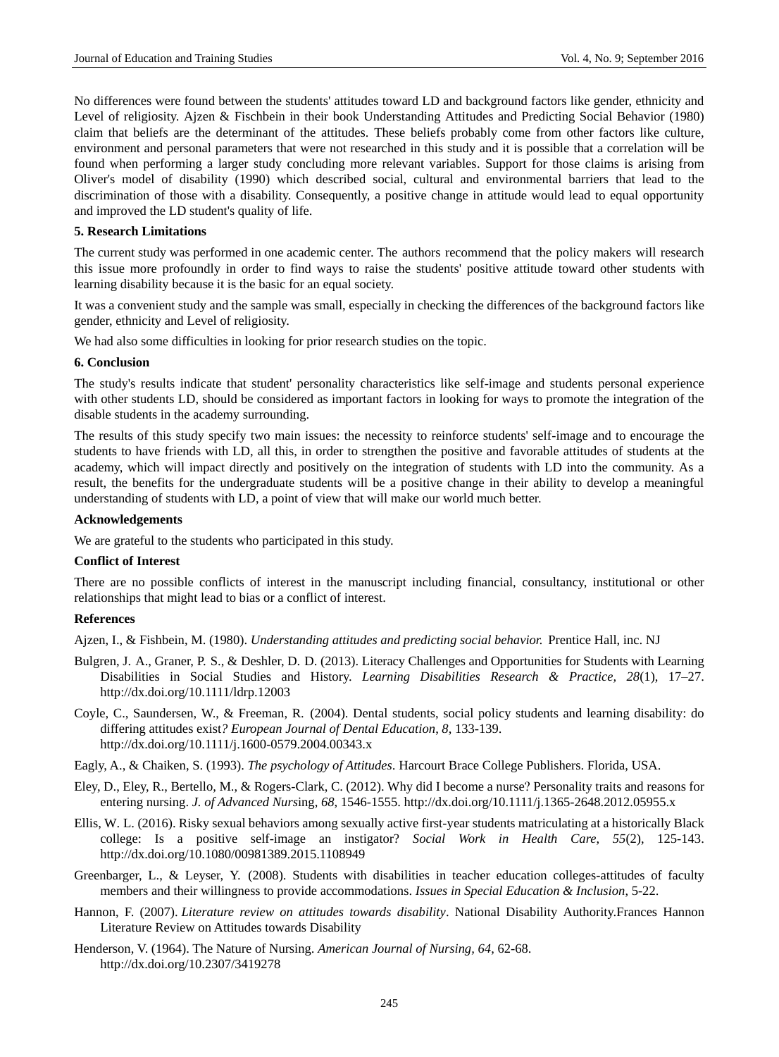No differences were found between the students' attitudes toward LD and background factors like gender, ethnicity and Level of religiosity. Ajzen & Fischbein in their book Understanding Attitudes and Predicting Social Behavior (1980) claim that beliefs are the determinant of the attitudes. These beliefs probably come from other factors like culture, environment and personal parameters that were not researched in this study and it is possible that a correlation will be found when performing a larger study concluding more relevant variables. Support for those claims is arising from Oliver's model of disability (1990) which described social, cultural and environmental barriers that lead to the discrimination of those with a disability. Consequently, a positive change in attitude would lead to equal opportunity and improved the LD student's quality of life.

## 5. Research Limitations

The current study was performed in one academic center. The authors recommend that the policy makers will research this issue more profoundly in order to find ways to raise the students' positive attitude toward other students with learning disability because it is the basic for an equal society.

It was a convenient study and the sample was small, especially in checking the differences of the background factors like gender, ethnicity and Level of religiosity.

We had also some difficulties in looking for prior research studies on the topic.

## 6. Conclusion

The study's results indicate that student' personality characteristics like self-image and students personal experience with other students LD, should be considered as important factors in looking for ways to promote the integration of the disable students in the academy surrounding.

The results of this study specify two main issues: the necessity to reinforce students' self-image and to encourage the students to have friends with LD, all this, in order to strengthen the positive and favorable attitudes of students at the academy, which will impact directly and positively on the integration of students with LD into the community. As a result, the benefits for the undergraduate students will be a positive change in their ability to develop a meaningful understanding of students with LD, a point of view that will make our world much better.

## Acknowledgements

We are grateful to the students who participated in this study.

## Conflict of Interest

There are no possible conflicts of interest in the manuscript including financial, consultancy, institutional or other relationships that might lead to bias or a conflict of interest.

## References

Ajzen, I., & Fishbein, M. (1980). *Understanding attitudes and predicting social behavior.* Prentice Hall, inc. NJ

Bulgren, J. A., Graner, P. S., & Deshler, D. D. (2013). Literacy Challenges and Opportunities for Students with Learning Disabilities in Social Studies and History. *Learning Disabilities Research & Practice, 28*(1), 17–27. http://dx.doi.org/10.1111/ldrp.12003

Coyle, C., Saundersen, W., & Freeman, R. (2004). Dental students, social policy students and learning disability: do differing attitudes exist*? European Journal of Dental Education, 8*, 133-139. http://dx.doi.org/10.1111/j.1600-0579.2004.00343.x

Eagly, A., & Chaiken, S. (1993). *The psychology of Attitudes*. Harcourt Brace College Publishers. Florida, USA.

Eley, D., Eley, R., Bertello, M., & Rogers-Clark, C. (2012). Why did I become a nurse? Personality traits and reasons for entering nursing. *J. of Advanced Nurs*ing, *68*, 1546-1555. http://dx.doi.org/10.1111/j.1365-2648.2012.05955.x

Ellis, W. L. (2016). Risky sexual behaviors among sexually active first-year students matriculating at a historically Black college: Is a positive self-image an instigator? *Social Work in Health Care, 55*(2), 125-143. http://dx.doi.org/10.1080/00981389.2015.1108949

Greenbarger, L., & Leyser, Y. (2008). Students with disabilities in teacher education colleges-attitudes of faculty members and their willingness to provide accommodations. *Issues in Special Education & Inclusion*, 5-22.

Hannon, F. (2007). *Literature review on attitudes towards disability*. National Disability Authority.Frances Hannon Literature Review on Attitudes towards Disability

Henderson, V. (1964). The Nature of Nursing. *American Journal of Nursing, 64,* 62-68. http://dx.doi.org/10.2307/3419278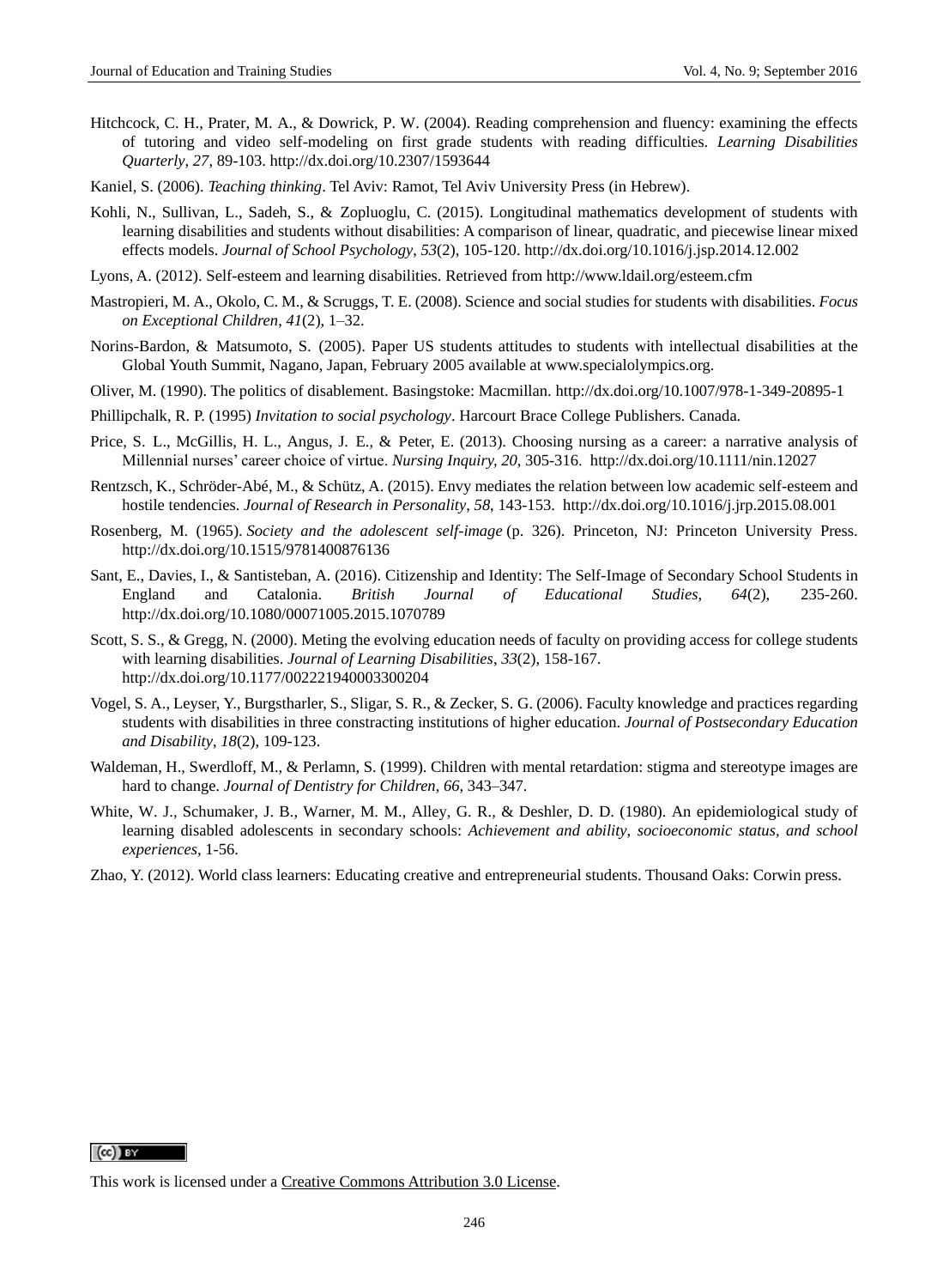Hitchcock, C. H., Prater, M. A., & Dowrick, P. W. (2004). Reading comprehension and fluency: examining the effects of tutoring and video self-modeling on first grade students with reading difficulties. *Learning Disabilities Quarterly*, *27*, 89-103. http://dx.doi.org/10.2307/1593644

Kaniel, S. (2006). *Teaching thinking*. Tel Aviv: Ramot, Tel Aviv University Press (in Hebrew).

Kohli, N., Sullivan, L., Sadeh, S., & Zopluoglu, C. (2015). Longitudinal mathematics development of students with learning disabilities and students without disabilities: A comparison of linear, quadratic, and piecewise linear mixed effects models. *Journal of School Psychology*, *53*(2), 105-120. http://dx.doi.org/10.1016/j.jsp.2014.12.002

Lyons, A. (2012). Self-esteem and learning disabilities. Retrieved from http://www.ldail.org/esteem.cfm

Mastropieri, M. A., Okolo, C. M., & Scruggs, T. E. (2008). Science and social studies for students with disabilities. *Focus on Exceptional Children*, *41*(2), 1–32.

Norins-Bardon, & Matsumoto, S. (2005). Paper US students attitudes to students with intellectual disabilities at the Global Youth Summit, Nagano, Japan, February 2005 available at www.specialolympics.org.

Oliver, M. (1990). The politics of disablement. Basingstoke: Macmillan. http://dx.doi.org/10.1007/978-1-349-20895-1

Phillipchalk, R. P. (1995) *Invitation to social psychology*. Harcourt Brace College Publishers. Canada.

Price, S. L., McGillis, H. L., Angus, J. E., & Peter, E. (2013). Choosing nursing as a career: a narrative analysis of Millennial nurses' career choice of virtue. *Nursing Inquiry, 20*, 305-316. http://dx.doi.org/10.1111/nin.12027

Rentzsch, K., Schröder-Abé, M., & Schütz, A. (2015). Envy mediates the relation between low academic self-esteem and hostile tendencies. *Journal of Research in Personality, 58*, 143-153. http://dx.doi.org/10.1016/j.jrp.2015.08.001

Rosenberg, M. (1965). *Society and the adolescent self-image* (p. 326). Princeton, NJ: Princeton University Press. http://dx.doi.org/10.1515/9781400876136

Sant, E., Davies, I., & Santisteban, A. (2016). Citizenship and Identity: The Self-Image of Secondary School Students in England and Catalonia. *British Journal of Educational Studies*, *64*(2), 235-260. http://dx.doi.org/10.1080/00071005.2015.1070789

Scott, S. S., & Gregg, N. (2000). Meting the evolving education needs of faculty on providing access for college students with learning disabilities. *Journal of Learning Disabilities*, *33*(2), 158-167. http://dx.doi.org/10.1177/002221940003300204

Vogel, S. A., Leyser, Y., Burgstharler, S., Sligar, S. R., & Zecker, S. G. (2006). Faculty knowledge and practices regarding students with disabilities in three constracting institutions of higher education. *Journal of Postsecondary Education and Disability*, *18*(2), 109-123.

Waldeman, H., Swerdloff, M., & Perlamn, S. (1999). Children with mental retardation: stigma and stereotype images are hard to change. *Journal of Dentistry for Children*, *66*, 343–347.

White, W. J., Schumaker, J. B., Warner, M. M., Alley, G. R., & Deshler, D. D. (1980). An epidemiological study of learning disabled adolescents in secondary schools: *Achievement and ability, socioeconomic status, and school experiences*, 1-56.

Zhao, Y. (2012). World class learners: Educating creative and entrepreneurial students. Thousand Oaks: Corwin press.

This work is licensed under a Creative Commons Attribution 3.0 License.